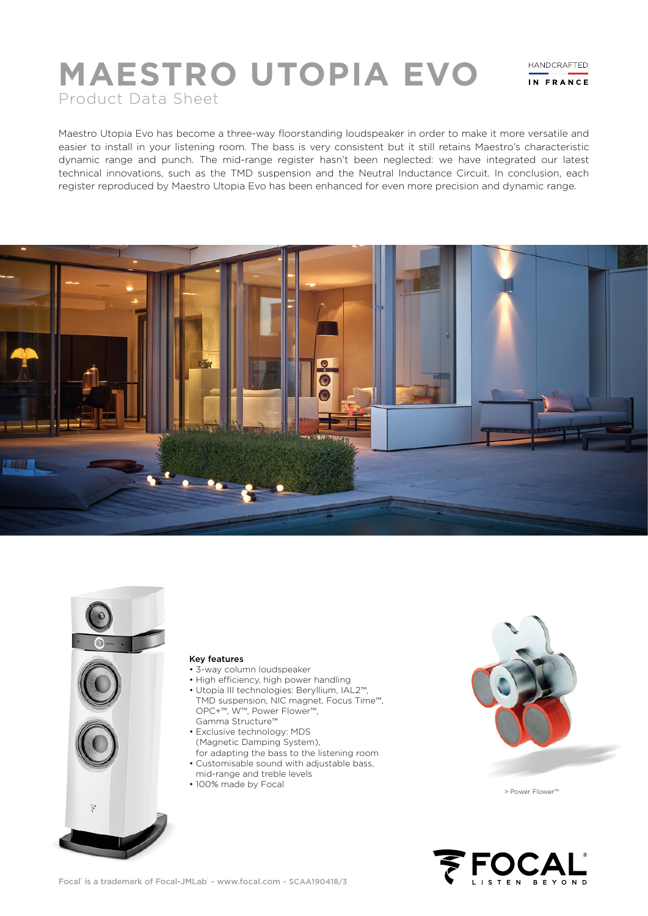# MAESTRO UTOPIA EVO

Product Data Sheet

HANDCRAFTED IN FRANCE

Maestro Utopia Evo has become a three-way floorstanding loudspeaker in order to make it more versatile and easier to install in your listening room. The bass is very consistent but it still retains Maestro's characteristic dynamic range and punch. The mid-range register hasn't been neglected: we have integrated our latest technical innovations, such as the TMD suspension and the Neutral Inductance Circuit. In conclusion, each register reproduced by Maestro Utopia Evo has been enhanced for even more precision and dynamic range.

**Key features**

- 3-way column loudspeaker
- High efficiency, high power handling
- Utopia III technologies: Beryllium, IAL2™, TMD suspension, NIC magnet, Focus Time™, OPC+™, W™, Power Flower™, Gamma Structure™
- Exclusive technology: MDS (Magnetic Damping System), for adapting the bass to the listening room
- Customisable sound with adjustable bass, mid-range and treble levels
- 100% made by Focal

> Power Flower™

Focal® is a trademark of Focal-JMLab® - www.focal.com - SCAA190418/3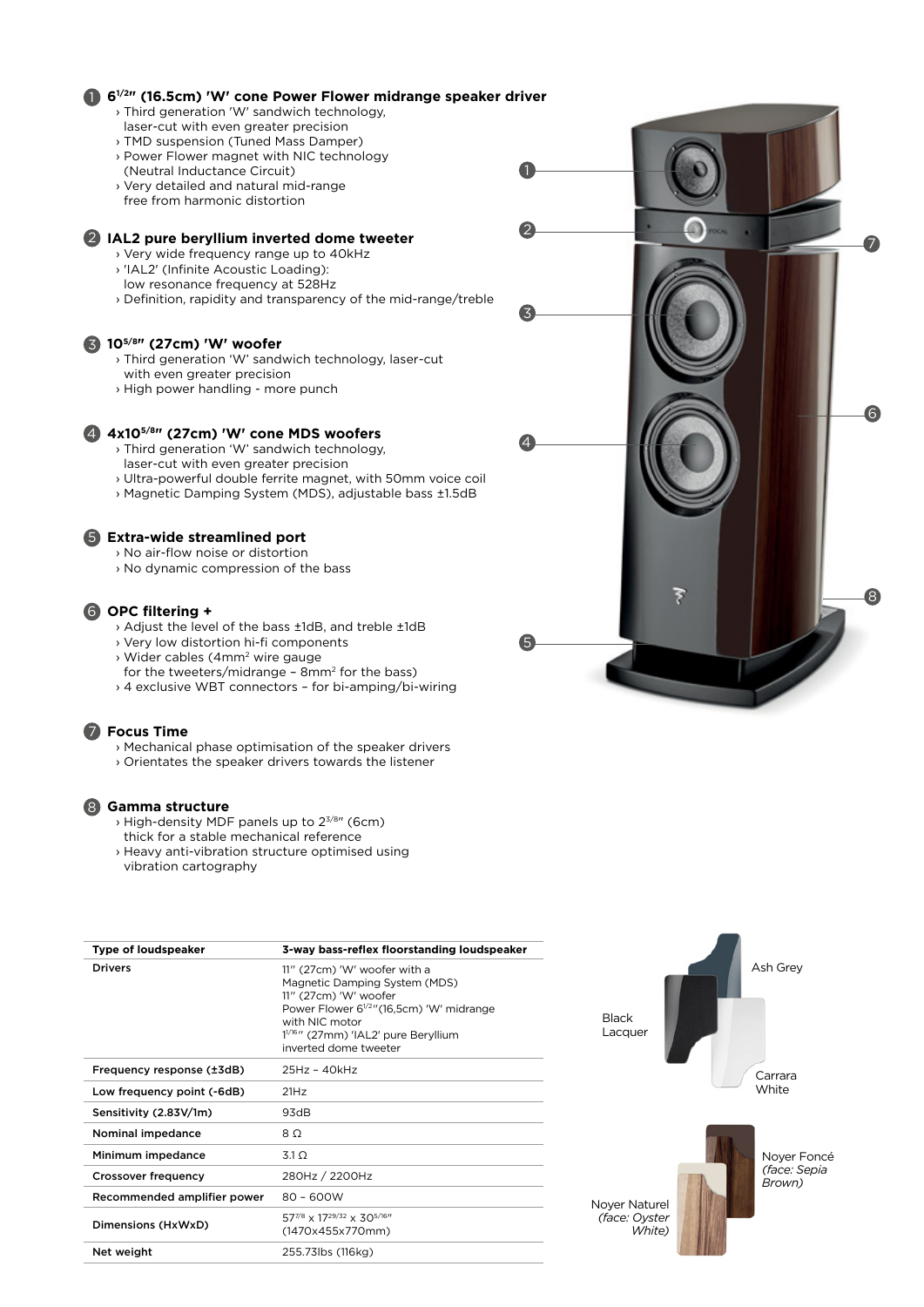## 1 $6^{1/2}$" (16.5cm) 'W' cone Power Flower midrange speaker driver

- Third generation 'W' sandwich technology, laser-cut with even greater precision
- TMD suspension (Tuned Mass Damper)
- Power Flower magnet with NIC technology (Neutral Inductance Circuit)
- Very detailed and natural mid-range free from harmonic distortion

## 2 IAL2 pure beryllium inverted dome tweeter

- Very wide frequency range up to 40kHz
- 'IAL2' (Infinite Acoustic Loading): low resonance frequency at 528Hz
- Definition, rapidity and transparency of the mid-range/treble

## 3 $10^{5/8}$" (27cm) 'W' woofer

- Third generation 'W' sandwich technology, laser-cut with even greater precision
- High power handling - more punch

## 4 4x$10^{5/8}$" (27cm) 'W' cone MDS woofers

- Third generation 'W' sandwich technology, laser-cut with even greater precision
- Ultra-powerful double ferrite magnet, with 50mm voice coil
- Magnetic Damping System (MDS), adjustable bass ±1.5dB

## 5 Extra-wide streamlined port

- No air-flow noise or distortion
- No dynamic compression of the bass

## 6 OPC filtering +

- Adjust the level of the bass ±1dB, and treble ±1dB
- Very low distortion hi-fi components
- Wider cables ($4mm^2$ wire gauge for the tweeters/midrange – $8mm^2$ for the bass)
- 4 exclusive WBT connectors – for bi-amping/bi-wiring

## 7 Focus Time

- Mechanical phase optimisation of the speaker drivers
- Orientates the speaker drivers towards the listener

## 8 Gamma structure

- High-density MDF panels up to $2^{3/8}$" (6cm) thick for a stable mechanical reference
- Heavy anti-vibration structure optimised using vibration cartography

1
2
3
4
5
6
7
8

| Type of loudspeaker | 3-way bass-reflex floorstanding loudspeaker |
|---|---|
| Drivers | 11" (27cm) 'W' woofer with a Magnetic Damping System (MDS)<br>11" (27cm) 'W' woofer<br>Power Flower $6^{1/2}$"(16,5cm) 'W' midrange with NIC motor<br>$1^{1/16}$" (27mm) 'IAL2' pure Beryllium inverted dome tweeter |
| Frequency response (±3dB) | 25Hz – 40kHz |
| Low frequency point (-6dB) | 21Hz |
| Sensitivity (2.83V/1m) | 93dB |
| Nominal impedance | 8 Ω |
| Minimum impedance | 3.1 Ω |
| Crossover frequency | 280Hz / 2200Hz |
| Recommended amplifier power | 80 – 600W |
| Dimensions (HxWxD) | $57^{7/8}$ x $17^{29/32}$ x $30^{5/16}$"<br>(1470x455x770mm) |
| Net weight | 255.73lbs (116kg) |

Ash Grey

Black Lacquer

Carrara White

Noyer Foncé *(face: Sepia Brown)*

Noyer Naturel *(face: Oyster White)*